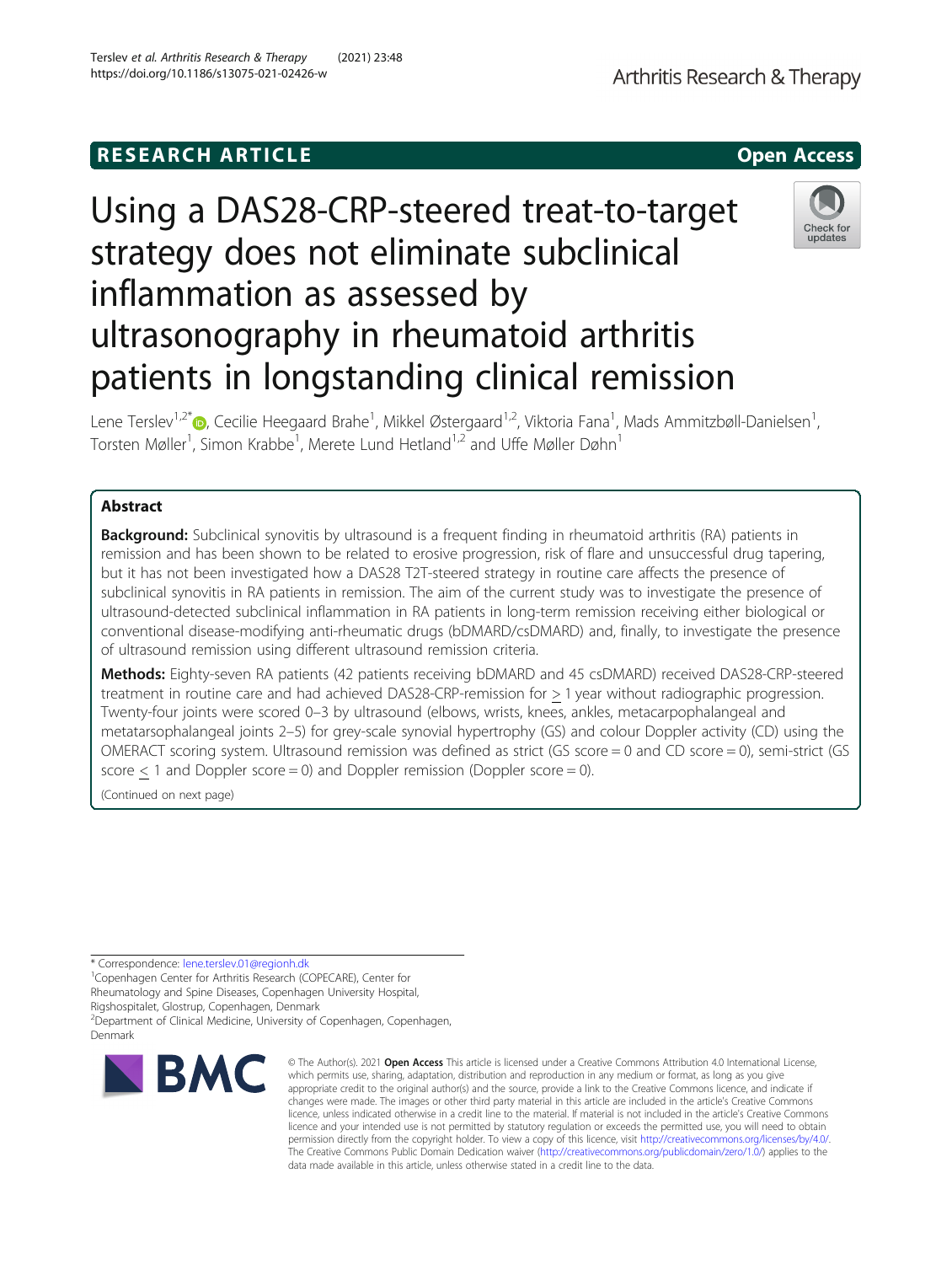RESEARCH ARTICLE

Open Access

# Using a DAS28-CRP-steered treat-to-target strategy does not eliminate subclinical inflammation as assessed by ultrasonography in rheumatoid arthritis patients in longstanding clinical remission

Lene Terslev[1,2*], Cecilie Heegaard Brahe[1], Mikkel Østergaard[1,2], Viktoria Fana[1], Mads Ammitzbøll-Danielsen[1], Torsten Møller[1], Simon Krabbe[1], Merete Lund Hetland[1,2] and Uffe Møller Døhn[1]

## Abstract

**Background:** Subclinical synovitis by ultrasound is a frequent finding in rheumatoid arthritis (RA) patients in remission and has been shown to be related to erosive progression, risk of flare and unsuccessful drug tapering, but it has not been investigated how a DAS28 T2T-steered strategy in routine care affects the presence of subclinical synovitis in RA patients in remission. The aim of the current study was to investigate the presence of ultrasound-detected subclinical inflammation in RA patients in long-term remission receiving either biological or conventional disease-modifying anti-rheumatic drugs (bDMARD/csDMARD) and, finally, to investigate the presence of ultrasound remission using different ultrasound remission criteria.

**Methods:** Eighty-seven RA patients (42 patients receiving bDMARD and 45 csDMARD) received DAS28-CRP-steered treatment in routine care and had achieved DAS28-CRP-remission for $\geq$ 1 year without radiographic progression. Twenty-four joints were scored 0–3 by ultrasound (elbows, wrists, knees, ankles, metacarpophalangeal and metatarsophalangeal joints 2–5) for grey-scale synovial hypertrophy (GS) and colour Doppler activity (CD) using the OMERACT scoring system. Ultrasound remission was defined as strict (GS score = 0 and CD score = 0), semi-strict (GS score $\leq$ 1 and Doppler score = 0) and Doppler remission (Doppler score = 0).

(Continued on next page)

* Correspondence: lene.terslev.01@regionh.dk

[1]Copenhagen Center for Arthritis Research (COPECARE), Center for Rheumatology and Spine Diseases, Copenhagen University Hospital, Rigshospitalet, Glostrup, Copenhagen, Denmark

[2]Department of Clinical Medicine, University of Copenhagen, Copenhagen, Denmark

© The Author(s). 2021 **Open Access** This article is licensed under a Creative Commons Attribution 4.0 International License, which permits use, sharing, adaptation, distribution and reproduction in any medium or format, as long as you give appropriate credit to the original author(s) and the source, provide a link to the Creative Commons licence, and indicate if changes were made. The images or other third party material in this article are included in the article's Creative Commons licence, unless indicated otherwise in a credit line to the material. If material is not included in the article's Creative Commons licence and your intended use is not permitted by statutory regulation or exceeds the permitted use, you will need to obtain permission directly from the copyright holder. To view a copy of this licence, visit http://creativecommons.org/licenses/by/4.0/. The Creative Commons Public Domain Dedication waiver (http://creativecommons.org/publicdomain/zero/1.0/) applies to the data made available in this article, unless otherwise stated in a credit line to the data.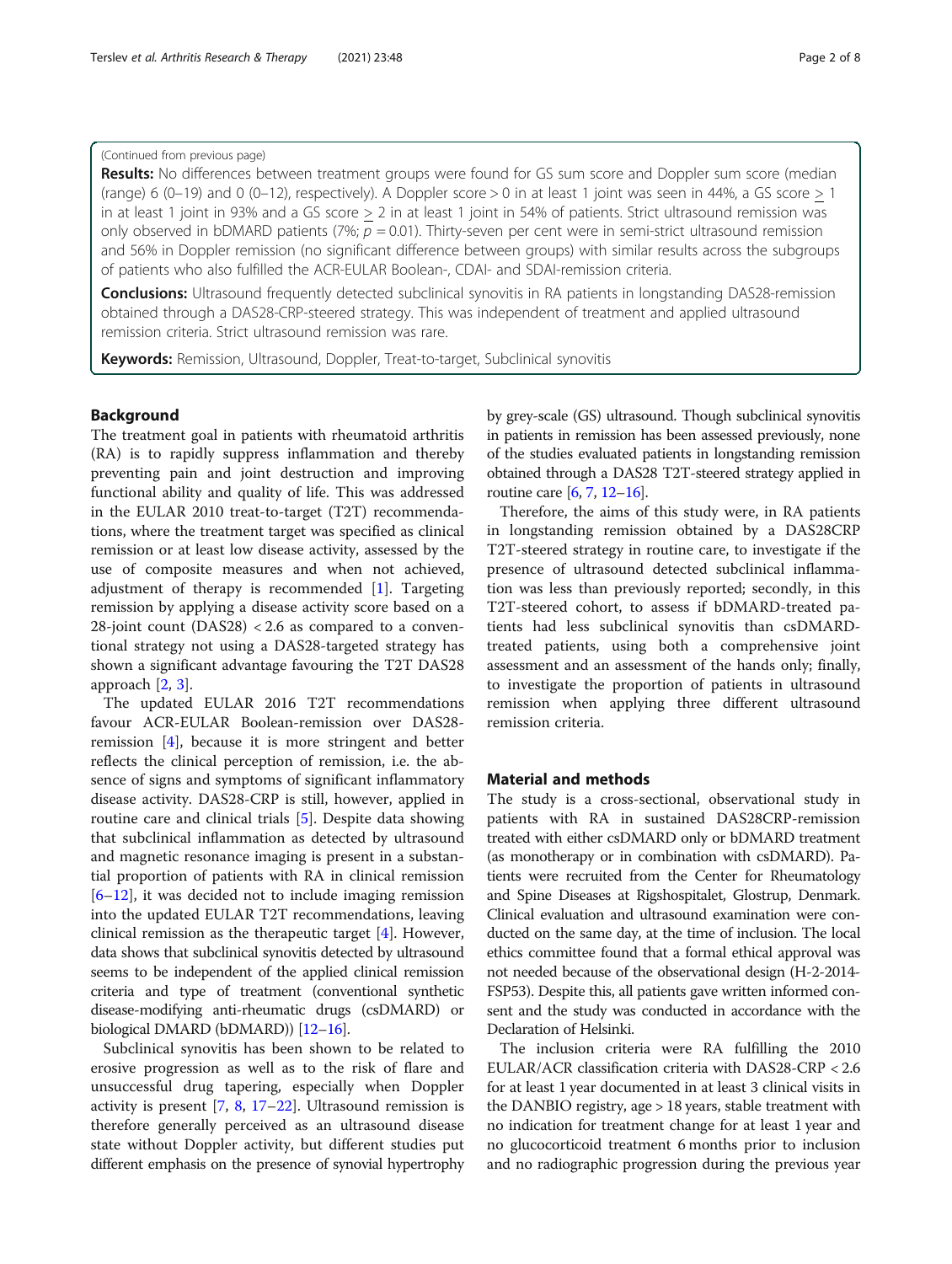(Continued from previous page)

**Results:** No differences between treatment groups were found for GS sum score and Doppler sum score (median (range) 6 (0–19) and 0 (0–12), respectively). A Doppler score > 0 in at least 1 joint was seen in 44%, a GS score ≥ 1 in at least 1 joint in 93% and a GS score ≥ 2 in at least 1 joint in 54% of patients. Strict ultrasound remission was only observed in bDMARD patients (7%; $p = 0.01$). Thirty-seven per cent were in semi-strict ultrasound remission and 56% in Doppler remission (no significant difference between groups) with similar results across the subgroups of patients who also fulfilled the ACR-EULAR Boolean-, CDAI- and SDAI-remission criteria.

**Conclusions:** Ultrasound frequently detected subclinical synovitis in RA patients in longstanding DAS28-remission obtained through a DAS28-CRP-steered strategy. This was independent of treatment and applied ultrasound remission criteria. Strict ultrasound remission was rare.

**Keywords:** Remission, Ultrasound, Doppler, Treat-to-target, Subclinical synovitis

## Background

The treatment goal in patients with rheumatoid arthritis (RA) is to rapidly suppress inflammation and thereby preventing pain and joint destruction and improving functional ability and quality of life. This was addressed in the EULAR 2010 treat-to-target (T2T) recommendations, where the treatment target was specified as clinical remission or at least low disease activity, assessed by the use of composite measures and when not achieved, adjustment of therapy is recommended [1]. Targeting remission by applying a disease activity score based on a 28-joint count (DAS28) < 2.6 as compared to a conventional strategy not using a DAS28-targeted strategy has shown a significant advantage favouring the T2T DAS28 approach [2, 3].

The updated EULAR 2016 T2T recommendations favour ACR-EULAR Boolean-remission over DAS28-remission [4], because it is more stringent and better reflects the clinical perception of remission, i.e. the absence of signs and symptoms of significant inflammatory disease activity. DAS28-CRP is still, however, applied in routine care and clinical trials [5]. Despite data showing that subclinical inflammation as detected by ultrasound and magnetic resonance imaging is present in a substantial proportion of patients with RA in clinical remission [6–12], it was decided not to include imaging remission into the updated EULAR T2T recommendations, leaving clinical remission as the therapeutic target [4]. However, data shows that subclinical synovitis detected by ultrasound seems to be independent of the applied clinical remission criteria and type of treatment (conventional synthetic disease-modifying anti-rheumatic drugs (csDMARD) or biological DMARD (bDMARD)) [12–16].

Subclinical synovitis has been shown to be related to erosive progression as well as to the risk of flare and unsuccessful drug tapering, especially when Doppler activity is present [7, 8, 17–22]. Ultrasound remission is therefore generally perceived as an ultrasound disease state without Doppler activity, but different studies put different emphasis on the presence of synovial hypertrophy by grey-scale (GS) ultrasound. Though subclinical synovitis in patients in remission has been assessed previously, none of the studies evaluated patients in longstanding remission obtained through a DAS28 T2T-steered strategy applied in routine care [6, 7, 12–16].

Therefore, the aims of this study were, in RA patients in longstanding remission obtained by a DAS28CRP T2T-steered strategy in routine care, to investigate if the presence of ultrasound detected subclinical inflammation was less than previously reported; secondly, in this T2T-steered cohort, to assess if bDMARD-treated patients had less subclinical synovitis than csDMARD-treated patients, using both a comprehensive joint assessment and an assessment of the hands only; finally, to investigate the proportion of patients in ultrasound remission when applying three different ultrasound remission criteria.

## Material and methods

The study is a cross-sectional, observational study in patients with RA in sustained DAS28CRP-remission treated with either csDMARD only or bDMARD treatment (as monotherapy or in combination with csDMARD). Patients were recruited from the Center for Rheumatology and Spine Diseases at Rigshospitalet, Glostrup, Denmark. Clinical evaluation and ultrasound examination were conducted on the same day, at the time of inclusion. The local ethics committee found that a formal ethical approval was not needed because of the observational design (H-2-2014-FSP53). Despite this, all patients gave written informed consent and the study was conducted in accordance with the Declaration of Helsinki.

The inclusion criteria were RA fulfilling the 2010 EULAR/ACR classification criteria with DAS28-CRP < 2.6 for at least 1 year documented in at least 3 clinical visits in the DANBIO registry, age > 18 years, stable treatment with no indication for treatment change for at least 1 year and no glucocorticoid treatment 6 months prior to inclusion and no radiographic progression during the previous year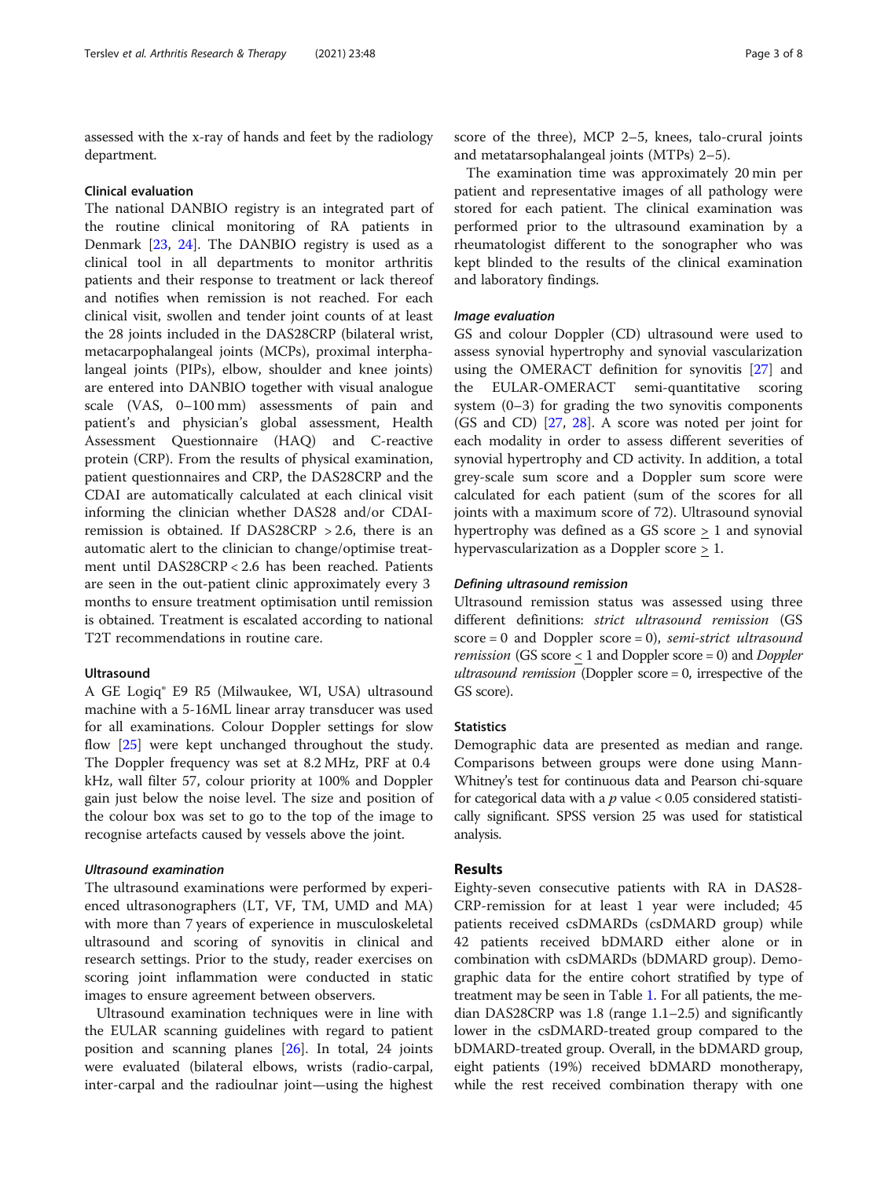assessed with the x-ray of hands and feet by the radiology department.

### Clinical evaluation

The national DANBIO registry is an integrated part of the routine clinical monitoring of RA patients in Denmark [23, 24]. The DANBIO registry is used as a clinical tool in all departments to monitor arthritis patients and their response to treatment or lack thereof and notifies when remission is not reached. For each clinical visit, swollen and tender joint counts of at least the 28 joints included in the DAS28CRP (bilateral wrist, metacarpophalangeal joints (MCPs), proximal interphalangeal joints (PIPs), elbow, shoulder and knee joints) are entered into DANBIO together with visual analogue scale (VAS, 0–100 mm) assessments of pain and patient's and physician's global assessment, Health Assessment Questionnaire (HAQ) and C-reactive protein (CRP). From the results of physical examination, patient questionnaires and CRP, the DAS28CRP and the CDAI are automatically calculated at each clinical visit informing the clinician whether DAS28 and/or CDAI-remission is obtained. If DAS28CRP > 2.6, there is an automatic alert to the clinician to change/optimise treatment until DAS28CRP < 2.6 has been reached. Patients are seen in the out-patient clinic approximately every 3 months to ensure treatment optimisation until remission is obtained. Treatment is escalated according to national T2T recommendations in routine care.

### Ultrasound

A GE Logiq® E9 R5 (Milwaukee, WI, USA) ultrasound machine with a 5-16ML linear array transducer was used for all examinations. Colour Doppler settings for slow flow [25] were kept unchanged throughout the study. The Doppler frequency was set at 8.2 MHz, PRF at 0.4 kHz, wall filter 57, colour priority at 100% and Doppler gain just below the noise level. The size and position of the colour box was set to go to the top of the image to recognise artefacts caused by vessels above the joint.

#### *Ultrasound examination*

The ultrasound examinations were performed by experienced ultrasonographers (LT, VF, TM, UMD and MA) with more than 7 years of experience in musculoskeletal ultrasound and scoring of synovitis in clinical and research settings. Prior to the study, reader exercises on scoring joint inflammation were conducted in static images to ensure agreement between observers.

Ultrasound examination techniques were in line with the EULAR scanning guidelines with regard to patient position and scanning planes [26]. In total, 24 joints were evaluated (bilateral elbows, wrists (radio-carpal, inter-carpal and the radioulnar joint—using the highest score of the three), MCP 2–5, knees, talo-crural joints and metatarsophalangeal joints (MTPs) 2–5).

The examination time was approximately 20 min per patient and representative images of all pathology were stored for each patient. The clinical examination was performed prior to the ultrasound examination by a rheumatologist different to the sonographer who was kept blinded to the results of the clinical examination and laboratory findings.

#### *Image evaluation*

GS and colour Doppler (CD) ultrasound were used to assess synovial hypertrophy and synovial vascularization using the OMERACT definition for synovitis [27] and the EULAR-OMERACT semi-quantitative scoring system (0–3) for grading the two synovitis components (GS and CD) [27, 28]. A score was noted per joint for each modality in order to assess different severities of synovial hypertrophy and CD activity. In addition, a total grey-scale sum score and a Doppler sum score were calculated for each patient (sum of the scores for all joints with a maximum score of 72). Ultrasound synovial hypertrophy was defined as a GS score $\geq$ 1 and synovial hypervascularization as a Doppler score $\geq$ 1.

#### *Defining ultrasound remission*

Ultrasound remission status was assessed using three different definitions: *strict ultrasound remission* (GS score = 0 and Doppler score = 0), *semi-strict ultrasound remission* (GS score $\leq$ 1 and Doppler score = 0) and *Doppler ultrasound remission* (Doppler score = 0, irrespective of the GS score).

### Statistics

Demographic data are presented as median and range. Comparisons between groups were done using Mann-Whitney's test for continuous data and Pearson chi-square for categorical data with a $p$ value < 0.05 considered statistically significant. SPSS version 25 was used for statistical analysis.

## Results

Eighty-seven consecutive patients with RA in DAS28-CRP-remission for at least 1 year were included; 45 patients received csDMARDs (csDMARD group) while 42 patients received bDMARD either alone or in combination with csDMARDs (bDMARD group). Demographic data for the entire cohort stratified by type of treatment may be seen in Table 1. For all patients, the median DAS28CRP was 1.8 (range 1.1–2.5) and significantly lower in the csDMARD-treated group compared to the bDMARD-treated group. Overall, in the bDMARD group, eight patients (19%) received bDMARD monotherapy, while the rest received combination therapy with one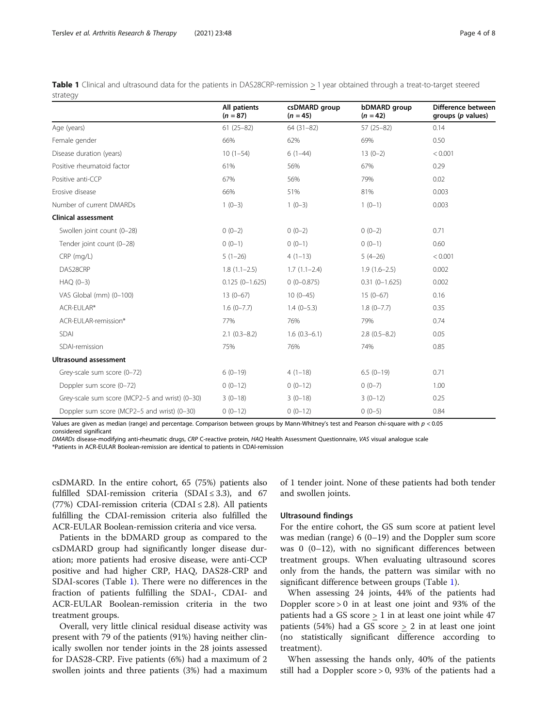**Table 1** Clinical and ultrasound data for the patients in DAS28CRP-remission ≥ 1 year obtained through a treat-to-target steered strategy

| | All patients (n = 87) | csDMARD group (n = 45) | bDMARD group (n = 42) | Difference between groups (p values) |
|---|---|---|---|---|
| Age (years) | 61 (25–82) | 64 (31–82) | 57 (25–82) | 0.14 |
| Female gender | 66% | 62% | 69% | 0.50 |
| Disease duration (years) | 10 (1–54) | 6 (1–44) | 13 (0–2) | < 0.001 |
| Positive rheumatoid factor | 61% | 56% | 67% | 0.29 |
| Positive anti-CCP | 67% | 56% | 79% | 0.02 |
| Erosive disease | 66% | 51% | 81% | 0.003 |
| Number of current DMARDs | 1 (0–3) | 1 (0–3) | 1 (0–1) | 0.003 |
| **Clinical assessment** | | | | |
| Swollen joint count (0–28) | 0 (0–2) | 0 (0–2) | 0 (0–2) | 0.71 |
| Tender joint count (0–28) | 0 (0–1) | 0 (0–1) | 0 (0–1) | 0.60 |
| CRP (mg/L) | 5 (1–26) | 4 (1–13) | 5 (4–26) | < 0.001 |
| DAS28CRP | 1.8 (1.1–2.5) | 1.7 (1.1–2.4) | 1.9 (1.6–2.5) | 0.002 |
| HAQ (0–3) | 0.125 (0–1.625) | 0 (0–0.875) | 0.31 (0–1.625) | 0.002 |
| VAS Global (mm) (0–100) | 13 (0–67) | 10 (0–45) | 15 (0–67) | 0.16 |
| ACR-EULAR* | 1.6 (0–7.7) | 1.4 (0–5.3) | 1.8 (0–7.7) | 0.35 |
| ACR-EULAR-remission* | 77% | 76% | 79% | 0.74 |
| SDAI | 2.1 (0.3–8.2) | 1.6 (0.3–6.1) | 2.8 (0.5–8.2) | 0.05 |
| SDAI-remission | 75% | 76% | 74% | 0.85 |
| **Ultrasound assessment** | | | | |
| Grey-scale sum score (0–72) | 6 (0–19) | 4 (1–18) | 6.5 (0–19) | 0.71 |
| Doppler sum score (0–72) | 0 (0–12) | 0 (0–12) | 0 (0–7) | 1.00 |
| Grey-scale sum score (MCP2–5 and wrist) (0–30) | 3 (0–18) | 3 (0–18) | 3 (0–12) | 0.25 |
| Doppler sum score (MCP2–5 and wrist) (0–30) | 0 (0–12) | 0 (0–12) | 0 (0–5) | 0.84 |

Values are given as median (range) and percentage. Comparison between groups by Mann-Whitney's test and Pearson chi-square with $p < 0.05$ considered significant

*DMARDs* disease-modifying anti-rheumatic drugs, *CRP* C-reactive protein, *HAQ* Health Assessment Questionnaire, *VAS* visual analogue scale

*Patients in ACR-EULAR Boolean-remission are identical to patients in CDAI-remission

csDMARD. In the entire cohort, 65 (75%) patients also fulfilled SDAI-remission criteria (SDAI ≤ 3.3), and 67 (77%) CDAI-remission criteria (CDAI ≤ 2.8). All patients fulfilling the CDAI-remission criteria also fulfilled the ACR-EULAR Boolean-remission criteria and vice versa.

Patients in the bDMARD group as compared to the csDMARD group had significantly longer disease duration; more patients had erosive disease, were anti-CCP positive and had higher CRP, HAQ, DAS28-CRP and SDAI-scores (Table 1). There were no differences in the fraction of patients fulfilling the SDAI-, CDAI- and ACR-EULAR Boolean-remission criteria in the two treatment groups.

Overall, very little clinical residual disease activity was present with 79 of the patients (91%) having neither clinically swollen nor tender joints in the 28 joints assessed for DAS28-CRP. Five patients (6%) had a maximum of 2 swollen joints and three patients (3%) had a maximum of 1 tender joint. None of these patients had both tender and swollen joints.

### Ultrasound findings

For the entire cohort, the GS sum score at patient level was median (range) 6 (0–19) and the Doppler sum score was 0 (0–12), with no significant differences between treatment groups. When evaluating ultrasound scores only from the hands, the pattern was similar with no significant difference between groups (Table 1).

When assessing 24 joints, 44% of the patients had Doppler score > 0 in at least one joint and 93% of the patients had a GS score ≥ 1 in at least one joint while 47 patients (54%) had a GS score ≥ 2 in at least one joint (no statistically significant difference according to treatment).

When assessing the hands only, 40% of the patients still had a Doppler score > 0, 93% of the patients had a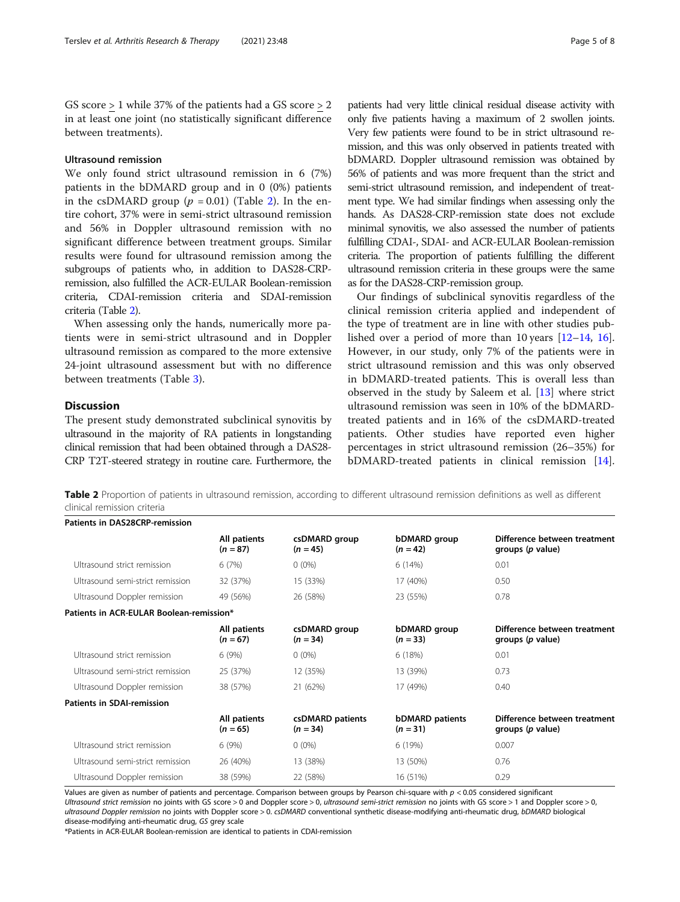GS score ≥ 1 while 37% of the patients had a GS score ≥ 2 in at least one joint (no statistically significant difference between treatments).

### Ultrasound remission

We only found strict ultrasound remission in 6 (7%) patients in the bDMARD group and in 0 (0%) patients in the csDMARD group ($p = 0.01$) (Table 2). In the entire cohort, 37% were in semi-strict ultrasound remission and 56% in Doppler ultrasound remission with no significant difference between treatment groups. Similar results were found for ultrasound remission among the subgroups of patients who, in addition to DAS28-CRP-remission, also fulfilled the ACR-EULAR Boolean-remission criteria, CDAI-remission criteria and SDAI-remission criteria (Table 2).

When assessing only the hands, numerically more patients were in semi-strict ultrasound and in Doppler ultrasound remission as compared to the more extensive 24-joint ultrasound assessment but with no difference between treatments (Table 3).

## Discussion

The present study demonstrated subclinical synovitis by ultrasound in the majority of RA patients in longstanding clinical remission that had been obtained through a DAS28-CRP T2T-steered strategy in routine care. Furthermore, the patients had very little clinical residual disease activity with only five patients having a maximum of 2 swollen joints. Very few patients were found to be in strict ultrasound remission, and this was only observed in patients treated with bDMARD. Doppler ultrasound remission was obtained by 56% of patients and was more frequent than the strict and semi-strict ultrasound remission, and independent of treatment type. We had similar findings when assessing only the hands. As DAS28-CRP-remission state does not exclude minimal synovitis, we also assessed the number of patients fulfilling CDAI-, SDAI- and ACR-EULAR Boolean-remission criteria. The proportion of patients fulfilling the different ultrasound remission criteria in these groups were the same as for the DAS28-CRP-remission group.

Our findings of subclinical synovitis regardless of the clinical remission criteria applied and independent of the type of treatment are in line with other studies published over a period of more than 10 years [12–14, 16]. However, in our study, only 7% of the patients were in strict ultrasound remission and this was only observed in bDMARD-treated patients. This is overall less than observed in the study by Saleem et al. [13] where strict ultrasound remission was seen in 10% of the bDMARD-treated patients and in 16% of the csDMARD-treated patients. Other studies have reported even higher percentages in strict ultrasound remission (26–35%) for bDMARD-treated patients in clinical remission [14].

**Table 2** Proportion of patients in ultrasound remission, according to different ultrasound remission definitions as well as different clinical remission criteria

| **Patients in DAS28CRP-remission** | | | | |
|---|---|---|---|---|
| | **All patients ($n = 87$)** | **csDMARD group ($n = 45$)** | **bDMARD group ($n = 42$)** | **Difference between treatment groups (*p* value)** |
| Ultrasound strict remission | 6 (7%) | 0 (0%) | 6 (14%) | 0.01 |
| Ultrasound semi-strict remission | 32 (37%) | 15 (33%) | 17 (40%) | 0.50 |
| Ultrasound Doppler remission | 49 (56%) | 26 (58%) | 23 (55%) | 0.78 |
| **Patients in ACR-EULAR Boolean-remission*** | | | | |
| | **All patients ($n = 67$)** | **csDMARD group ($n = 34$)** | **bDMARD group ($n = 33$)** | **Difference between treatment groups (*p* value)** |
| Ultrasound strict remission | 6 (9%) | 0 (0%) | 6 (18%) | 0.01 |
| Ultrasound semi-strict remission | 25 (37%) | 12 (35%) | 13 (39%) | 0.73 |
| Ultrasound Doppler remission | 38 (57%) | 21 (62%) | 17 (49%) | 0.40 |
| **Patients in SDAI-remission** | | | | |
| | **All patients ($n = 65$)** | **csDMARD patients ($n = 34$)** | **bDMARD patients ($n = 31$)** | **Difference between treatment groups (*p* value)** |
| Ultrasound strict remission | 6 (9%) | 0 (0%) | 6 (19%) | 0.007 |
| Ultrasound semi-strict remission | 26 (40%) | 13 (38%) | 13 (50%) | 0.76 |
| Ultrasound Doppler remission | 38 (59%) | 22 (58%) | 16 (51%) | 0.29 |

Values are given as number of patients and percentage. Comparison between groups by Pearson chi-square with $p < 0.05$ considered significant
*Ultrasound strict remission* no joints with GS score > 0 and Doppler score > 0, *ultrasound semi-strict remission* no joints with GS score > 1 and Doppler score > 0, *ultrasound Doppler remission* no joints with Doppler score > 0. *csDMARD* conventional synthetic disease-modifying anti-rheumatic drug, *bDMARD* biological disease-modifying anti-rheumatic drug, *GS* grey scale
*Patients in ACR-EULAR Boolean-remission are identical to patients in CDAI-remission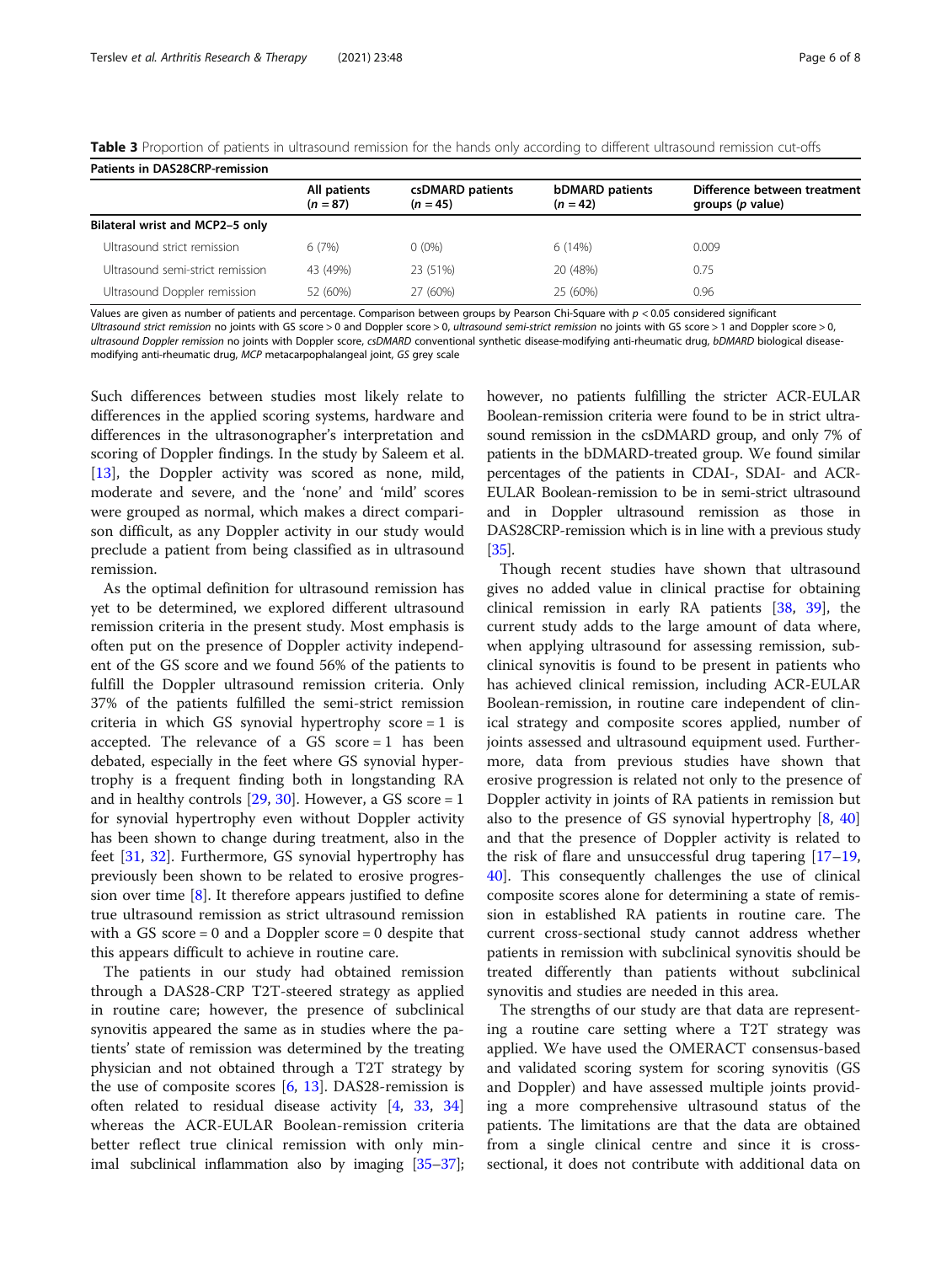**Table 3** Proportion of patients in ultrasound remission for the hands only according to different ultrasound remission cut-offs

| Patients in DAS28CRP-remission | | | | |
|---|---|---|---|---|
| | All patients ($n = 87$) | csDMARD patients ($n = 45$) | bDMARD patients ($n = 42$) | Difference between treatment groups ($p$ value) |
| **Bilateral wrist and MCP2–5 only** | | | | |
| Ultrasound strict remission | 6 (7%) | 0 (0%) | 6 (14%) | 0.009 |
| Ultrasound semi-strict remission | 43 (49%) | 23 (51%) | 20 (48%) | 0.75 |
| Ultrasound Doppler remission | 52 (60%) | 27 (60%) | 25 (60%) | 0.96 |

Values are given as number of patients and percentage. Comparison between groups by Pearson Chi-Square with $p < 0.05$ considered significant
*Ultrasound strict remission* no joints with GS score > 0 and Doppler score > 0, *ultrasound semi-strict remission* no joints with GS score > 1 and Doppler score > 0, *ultrasound Doppler remission* no joints with Doppler score, *csDMARD* conventional synthetic disease-modifying anti-rheumatic drug, *bDMARD* biological disease-modifying anti-rheumatic drug, *MCP* metacarpophalangeal joint, *GS* grey scale

Such differences between studies most likely relate to differences in the applied scoring systems, hardware and differences in the ultrasonographer's interpretation and scoring of Doppler findings. In the study by Saleem et al. [13], the Doppler activity was scored as none, mild, moderate and severe, and the 'none' and 'mild' scores were grouped as normal, which makes a direct comparison difficult, as any Doppler activity in our study would preclude a patient from being classified as in ultrasound remission.

As the optimal definition for ultrasound remission has yet to be determined, we explored different ultrasound remission criteria in the present study. Most emphasis is often put on the presence of Doppler activity independent of the GS score and we found 56% of the patients to fulfill the Doppler ultrasound remission criteria. Only 37% of the patients fulfilled the semi-strict remission criteria in which GS synovial hypertrophy score = 1 is accepted. The relevance of a GS score = 1 has been debated, especially in the feet where GS synovial hypertrophy is a frequent finding both in longstanding RA and in healthy controls [29, 30]. However, a GS score = 1 for synovial hypertrophy even without Doppler activity has been shown to change during treatment, also in the feet [31, 32]. Furthermore, GS synovial hypertrophy has previously been shown to be related to erosive progression over time [8]. It therefore appears justified to define true ultrasound remission as strict ultrasound remission with a GS score = 0 and a Doppler score = 0 despite that this appears difficult to achieve in routine care.

The patients in our study had obtained remission through a DAS28-CRP T2T-steered strategy as applied in routine care; however, the presence of subclinical synovitis appeared the same as in studies where the patients' state of remission was determined by the treating physician and not obtained through a T2T strategy by the use of composite scores [6, 13]. DAS28-remission is often related to residual disease activity [4, 33, 34] whereas the ACR-EULAR Boolean-remission criteria better reflect true clinical remission with only minimal subclinical inflammation also by imaging [35–37]; however, no patients fulfilling the stricter ACR-EULAR Boolean-remission criteria were found to be in strict ultrasound remission in the csDMARD group, and only 7% of patients in the bDMARD-treated group. We found similar percentages of the patients in CDAI-, SDAI- and ACR-EULAR Boolean-remission to be in semi-strict ultrasound and in Doppler ultrasound remission as those in DAS28CRP-remission which is in line with a previous study [35].

Though recent studies have shown that ultrasound gives no added value in clinical practise for obtaining clinical remission in early RA patients [38, 39], the current study adds to the large amount of data where, when applying ultrasound for assessing remission, subclinical synovitis is found to be present in patients who has achieved clinical remission, including ACR-EULAR Boolean-remission, in routine care independent of clinical strategy and composite scores applied, number of joints assessed and ultrasound equipment used. Furthermore, data from previous studies have shown that erosive progression is related not only to the presence of Doppler activity in joints of RA patients in remission but also to the presence of GS synovial hypertrophy [8, 40] and that the presence of Doppler activity is related to the risk of flare and unsuccessful drug tapering [17–19, 40]. This consequently challenges the use of clinical composite scores alone for determining a state of remission in established RA patients in routine care. The current cross-sectional study cannot address whether patients in remission with subclinical synovitis should be treated differently than patients without subclinical synovitis and studies are needed in this area.

The strengths of our study are that data are representing a routine care setting where a T2T strategy was applied. We have used the OMERACT consensus-based and validated scoring system for scoring synovitis (GS and Doppler) and have assessed multiple joints providing a more comprehensive ultrasound status of the patients. The limitations are that the data are obtained from a single clinical centre and since it is cross-sectional, it does not contribute with additional data on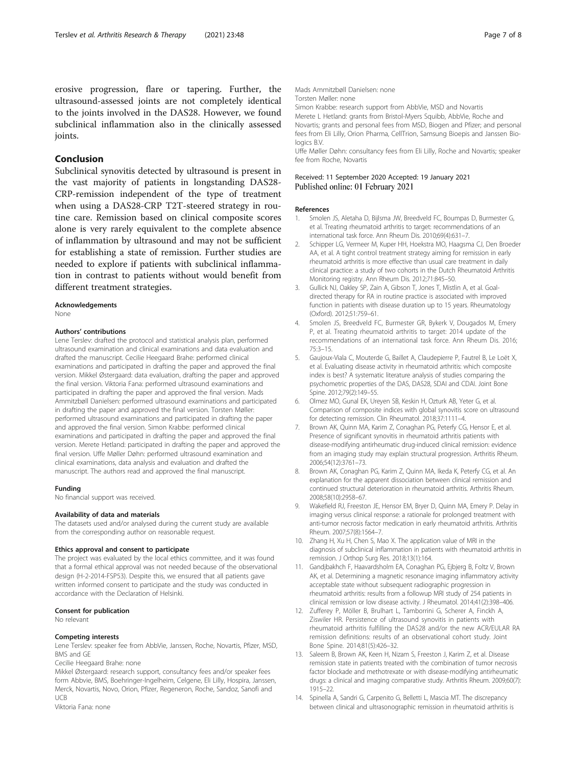erosive progression, flare or tapering. Further, the ultrasound-assessed joints are not completely identical to the joints involved in the DAS28. However, we found subclinical inflammation also in the clinically assessed joints.

## Conclusion

Subclinical synovitis detected by ultrasound is present in the vast majority of patients in longstanding DAS28-CRP-remission independent of the type of treatment when using a DAS28-CRP T2T-steered strategy in routine care. Remission based on clinical composite scores alone is very rarely equivalent to the complete absence of inflammation by ultrasound and may not be sufficient for establishing a state of remission. Further studies are needed to explore if patients with subclinical inflammation in contrast to patients without would benefit from different treatment strategies.

### Acknowledgements

None

### Authors' contributions

Lene Terslev: drafted the protocol and statistical analysis plan, performed ultrasound examination and clinical examinations and data evaluation and drafted the manuscript. Cecilie Heegaard Brahe: performed clinical examinations and participated in drafting the paper and approved the final version. Mikkel Østergaard: data evaluation, drafting the paper and approved the final version. Viktoria Fana: performed ultrasound examinations and participated in drafting the paper and approved the final version. Mads Ammitzbøll Danielsen: performed ultrasound examinations and participated in drafting the paper and approved the final version. Torsten Møller: performed ultrasound examinations and participated in drafting the paper and approved the final version. Simon Krabbe: performed clinical examinations and participated in drafting the paper and approved the final version. Merete Hetland: participated in drafting the paper and approved the final version. Uffe Møller Døhn: performed ultrasound examination and clinical examinations, data analysis and evaluation and drafted the manuscript. The authors read and approved the final manuscript.

### Funding

No financial support was received.

### Availability of data and materials

The datasets used and/or analysed during the current study are available from the corresponding author on reasonable request.

### Ethics approval and consent to participate

The project was evaluated by the local ethics committee, and it was found that a formal ethical approval was not needed because of the observational design (H-2-2014-FSP53). Despite this, we ensured that all patients gave written informed consent to participate and the study was conducted in accordance with the Declaration of Helsinki.

### Consent for publication

No relevant

### Competing interests

Lene Terslev: speaker fee from AbbVie, Janssen, Roche, Novartis, Pfizer, MSD, BMS and GE
Cecilie Heegaard Brahe: none
Mikkel Østergaard: research support, consultancy fees and/or speaker fees form Abbvie, BMS, Boehringer-Ingelheim, Celgene, Eli Lilly, Hospira, Janssen, Merck, Novartis, Novo, Orion, Pfizer, Regeneron, Roche, Sandoz, Sanofi and UCB
Viktoria Fana: none
Mads Ammitzbøll Danielsen: none
Torsten Møller: none
Simon Krabbe: research support from AbbVie, MSD and Novartis
Merete L Hetland: grants from Bristol-Myers Squibb, AbbVie, Roche and Novartis; grants and personal fees from MSD, Biogen and Pfizer; and personal fees from Eli Lilly, Orion Pharma, CellTrion, Samsung Bioepis and Janssen Biologics B.V.
Uffe Møller Døhn: consultancy fees from Eli Lilly, Roche and Novartis; speaker fee from Roche, Novartis

Received: 11 September 2020 Accepted: 19 January 2021
Published online: 01 February 2021

### References

1. Smolen JS, Aletaha D, Bijlsma JW, Breedveld FC, Boumpas D, Burmester G, et al. Treating rheumatoid arthritis to target: recommendations of an international task force. Ann Rheum Dis. 2010;69(4):631–7.
2. Schipper LG, Vermeer M, Kuper HH, Hoekstra MO, Haagsma CJ, Den Broeder AA, et al. A tight control treatment strategy aiming for remission in early rheumatoid arthritis is more effective than usual care treatment in daily clinical practice: a study of two cohorts in the Dutch Rheumatoid Arthritis Monitoring registry. Ann Rheum Dis. 2012;71:845–50.
3. Gullick NJ, Oakley SP, Zain A, Gibson T, Jones T, Mistlin A, et al. Goal-directed therapy for RA in routine practice is associated with improved function in patients with disease duration up to 15 years. Rheumatology (Oxford). 2012;51:759–61.
4. Smolen JS, Breedveld FC, Burmester GR, Bykerk V, Dougados M, Emery P, et al. Treating rheumatoid arthritis to target: 2014 update of the recommendations of an international task force. Ann Rheum Dis. 2016; 75:3–15.
5. Gaujoux-Viala C, Mouterde G, Baillet A, Claudepierre P, Fautrel B, Le Loët X, et al. Evaluating disease activity in rheumatoid arthritis: which composite index is best? A systematic literature analysis of studies comparing the psychometric properties of the DAS, DAS28, SDAI and CDAI. Joint Bone Spine. 2012;79(2):149–55.
6. Olmez MO, Gunal EK, Ureyen SB, Keskin H, Ozturk AB, Yeter G, et al. Comparison of composite indices with global synovitis score on ultrasound for detecting remission. Clin Rheumatol. 2018;37:1111–4.
7. Brown AK, Quinn MA, Karim Z, Conaghan PG, Peterfy CG, Hensor E, et al. Presence of significant synovitis in rheumatoid arthritis patients with disease-modifying antirheumatic drug-induced clinical remission: evidence from an imaging study may explain structural progression. Arthritis Rheum. 2006;54(12):3761–73.
8. Brown AK, Conaghan PG, Karim Z, Quinn MA, Ikeda K, Peterfy CG, et al. An explanation for the apparent dissociation between clinical remission and continued structural deterioration in rheumatoid arthritis. Arthritis Rheum. 2008;58(10):2958–67.
9. Wakefield RJ, Freeston JE, Hensor EM, Bryer D, Quinn MA, Emery P. Delay in imaging versus clinical response: a rationale for prolonged treatment with anti-tumor necrosis factor medication in early rheumatoid arthritis. Arthritis Rheum. 2007;57(8):1564–7.
10. Zhang H, Xu H, Chen S, Mao X. The application value of MRI in the diagnosis of subclinical inflammation in patients with rheumatoid arthritis in remission. J Orthop Surg Res. 2018;13(1):164.
11. Gandjbakhch F, Haavardsholm EA, Conaghan PG, Ejbjerg B, Foltz V, Brown AK, et al. Determining a magnetic resonance imaging inflammatory activity acceptable state without subsequent radiographic progression in rheumatoid arthritis: results from a followup MRI study of 254 patients in clinical remission or low disease activity. J Rheumatol. 2014;41(2):398–406.
12. Zufferey P, Möller B, Brulhart L, Tamborrini G, Scherer A, Finckh A, Ziswiler HR. Persistence of ultrasound synovitis in patients with rheumatoid arthritis fulfilling the DAS28 and/or the new ACR/EULAR RA remission definitions: results of an observational cohort study. Joint Bone Spine. 2014;81(5):426–32.
13. Saleem B, Brown AK, Keen H, Nizam S, Freeston J, Karim Z, et al. Disease remission state in patients treated with the combination of tumor necrosis factor blockade and methotrexate or with disease-modifying antirheumatic drugs: a clinical and imaging comparative study. Arthritis Rheum. 2009;60(7): 1915–22.
14. Spinella A, Sandri G, Carpenito G, Belletti L, Mascia MT. The discrepancy between clinical and ultrasonographic remission in rheumatoid arthritis is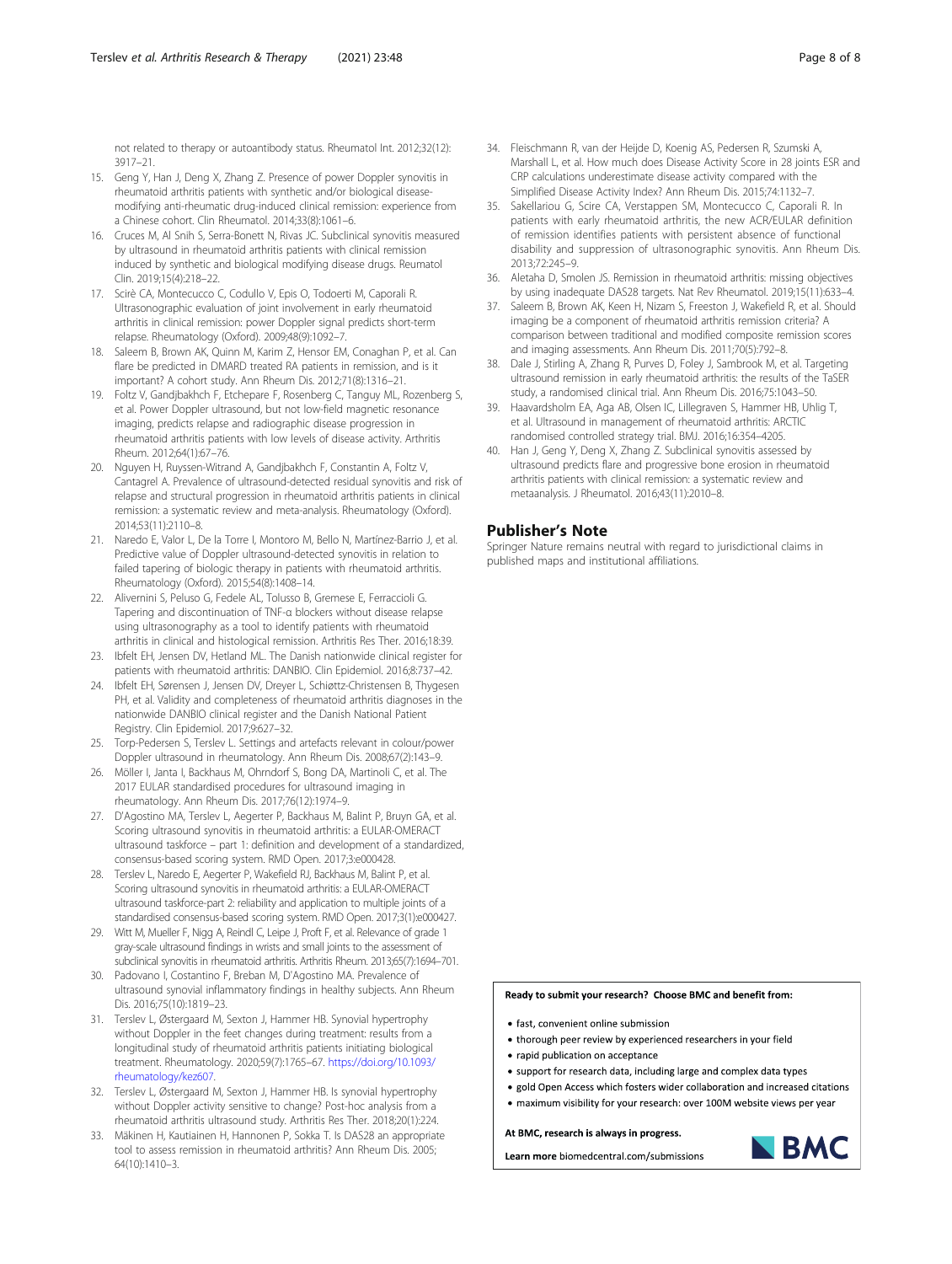not related to therapy or autoantibody status. Rheumatol Int. 2012;32(12): 3917–21.

15. Geng Y, Han J, Deng X, Zhang Z. Presence of power Doppler synovitis in rheumatoid arthritis patients with synthetic and/or biological disease-modifying anti-rheumatic drug-induced clinical remission: experience from a Chinese cohort. Clin Rheumatol. 2014;33(8):1061–6.
16. Cruces M, Al Snih S, Serra-Bonett N, Rivas JC. Subclinical synovitis measured by ultrasound in rheumatoid arthritis patients with clinical remission induced by synthetic and biological modifying disease drugs. Reumatol Clin. 2019;15(4):218–22.
17. Scirè CA, Montecucco C, Codullo V, Epis O, Todoerti M, Caporali R. Ultrasonographic evaluation of joint involvement in early rheumatoid arthritis in clinical remission: power Doppler signal predicts short-term relapse. Rheumatology (Oxford). 2009;48(9):1092–7.
18. Saleem B, Brown AK, Quinn M, Karim Z, Hensor EM, Conaghan P, et al. Can flare be predicted in DMARD treated RA patients in remission, and is it important? A cohort study. Ann Rheum Dis. 2012;71(8):1316–21.
19. Foltz V, Gandjbakhch F, Etchepare F, Rosenberg C, Tanguy ML, Rozenberg S, et al. Power Doppler ultrasound, but not low-field magnetic resonance imaging, predicts relapse and radiographic disease progression in rheumatoid arthritis patients with low levels of disease activity. Arthritis Rheum. 2012;64(1):67–76.
20. Nguyen H, Ruyssen-Witrand A, Gandjbakhch F, Constantin A, Foltz V, Cantagrel A. Prevalence of ultrasound-detected residual synovitis and risk of relapse and structural progression in rheumatoid arthritis patients in clinical remission: a systematic review and meta-analysis. Rheumatology (Oxford). 2014;53(11):2110–8.
21. Naredo E, Valor L, De la Torre I, Montoro M, Bello N, Martínez-Barrio J, et al. Predictive value of Doppler ultrasound-detected synovitis in relation to failed tapering of biologic therapy in patients with rheumatoid arthritis. Rheumatology (Oxford). 2015;54(8):1408–14.
22. Alivernini S, Peluso G, Fedele AL, Tolusso B, Gremese E, Ferraccioli G. Tapering and discontinuation of TNF-α blockers without disease relapse using ultrasonography as a tool to identify patients with rheumatoid arthritis in clinical and histological remission. Arthritis Res Ther. 2016;18:39.
23. Ibfelt EH, Jensen DV, Hetland ML. The Danish nationwide clinical register for patients with rheumatoid arthritis: DANBIO. Clin Epidemiol. 2016;8:737–42.
24. Ibfelt EH, Sørensen J, Jensen DV, Dreyer L, Schiøttz-Christensen B, Thygesen PH, et al. Validity and completeness of rheumatoid arthritis diagnoses in the nationwide DANBIO clinical register and the Danish National Patient Registry. Clin Epidemiol. 2017;9:627–32.
25. Torp-Pedersen S, Terslev L. Settings and artefacts relevant in colour/power Doppler ultrasound in rheumatology. Ann Rheum Dis. 2008;67(2):143–9.
26. Möller I, Janta I, Backhaus M, Ohrndorf S, Bong DA, Martinoli C, et al. The 2017 EULAR standardised procedures for ultrasound imaging in rheumatology. Ann Rheum Dis. 2017;76(12):1974–9.
27. D'Agostino MA, Terslev L, Aegerter P, Backhaus M, Balint P, Bruyn GA, et al. Scoring ultrasound synovitis in rheumatoid arthritis: a EULAR-OMERACT ultrasound taskforce – part 1: definition and development of a standardized, consensus-based scoring system. RMD Open. 2017;3:e000428.
28. Terslev L, Naredo E, Aegerter P, Wakefield RJ, Backhaus M, Balint P, et al. Scoring ultrasound synovitis in rheumatoid arthritis: a EULAR-OMERACT ultrasound taskforce-part 2: reliability and application to multiple joints of a standardised consensus-based scoring system. RMD Open. 2017;3(1):e000427.
29. Witt M, Mueller F, Nigg A, Reindl C, Leipe J, Proft F, et al. Relevance of grade 1 gray-scale ultrasound findings in wrists and small joints to the assessment of subclinical synovitis in rheumatoid arthritis. Arthritis Rheum. 2013;65(7):1694–701.
30. Padovano I, Costantino F, Breban M, D'Agostino MA. Prevalence of ultrasound synovial inflammatory findings in healthy subjects. Ann Rheum Dis. 2016;75(10):1819–23.
31. Terslev L, Østergaard M, Sexton J, Hammer HB. Synovial hypertrophy without Doppler in the feet changes during treatment: results from a longitudinal study of rheumatoid arthritis patients initiating biological treatment. Rheumatology. 2020;59(7):1765–67. https://doi.org/10.1093/rheumatology/kez607.
32. Terslev L, Østergaard M, Sexton J, Hammer HB. Is synovial hypertrophy without Doppler activity sensitive to change? Post-hoc analysis from a rheumatoid arthritis ultrasound study. Arthritis Res Ther. 2018;20(1):224.
33. Mäkinen H, Kautiainen H, Hannonen P, Sokka T. Is DAS28 an appropriate tool to assess remission in rheumatoid arthritis? Ann Rheum Dis. 2005; 64(10):1410–3.
34. Fleischmann R, van der Heijde D, Koenig AS, Pedersen R, Szumski A, Marshall L, et al. How much does Disease Activity Score in 28 joints ESR and CRP calculations underestimate disease activity compared with the Simplified Disease Activity Index? Ann Rheum Dis. 2015;74:1132–7.
35. Sakellariou G, Scire CA, Verstappen SM, Montecucco C, Caporali R. In patients with early rheumatoid arthritis, the new ACR/EULAR definition of remission identifies patients with persistent absence of functional disability and suppression of ultrasonographic synovitis. Ann Rheum Dis. 2013;72:245–9.
36. Aletaha D, Smolen JS. Remission in rheumatoid arthritis: missing objectives by using inadequate DAS28 targets. Nat Rev Rheumatol. 2019;15(11):633–4.
37. Saleem B, Brown AK, Keen H, Nizam S, Freeston J, Wakefield R, et al. Should imaging be a component of rheumatoid arthritis remission criteria? A comparison between traditional and modified composite remission scores and imaging assessments. Ann Rheum Dis. 2011;70(5):792–8.
38. Dale J, Stirling A, Zhang R, Purves D, Foley J, Sambrook M, et al. Targeting ultrasound remission in early rheumatoid arthritis: the results of the TaSER study, a randomised clinical trial. Ann Rheum Dis. 2016;75:1043–50.
39. Haavardsholm EA, Aga AB, Olsen IC, Lillegraven S, Hammer HB, Uhlig T, et al. Ultrasound in management of rheumatoid arthritis: ARCTIC randomised controlled strategy trial. BMJ. 2016;16:354–4205.
40. Han J, Geng Y, Deng X, Zhang Z. Subclinical synovitis assessed by ultrasound predicts flare and progressive bone erosion in rheumatoid arthritis patients with clinical remission: a systematic review and metaanalysis. J Rheumatol. 2016;43(11):2010–8.

## Publisher's Note

Springer Nature remains neutral with regard to jurisdictional claims in published maps and institutional affiliations.

**Ready to submit your research? Choose BMC and benefit from:**

- fast, convenient online submission
- thorough peer review by experienced researchers in your field
- rapid publication on acceptance
- support for research data, including large and complex data types
- gold Open Access which fosters wider collaboration and increased citations
- maximum visibility for your research: over 100M website views per year

**At BMC, research is always in progress.**

**Learn more** biomedcentral.com/submissions

BMC